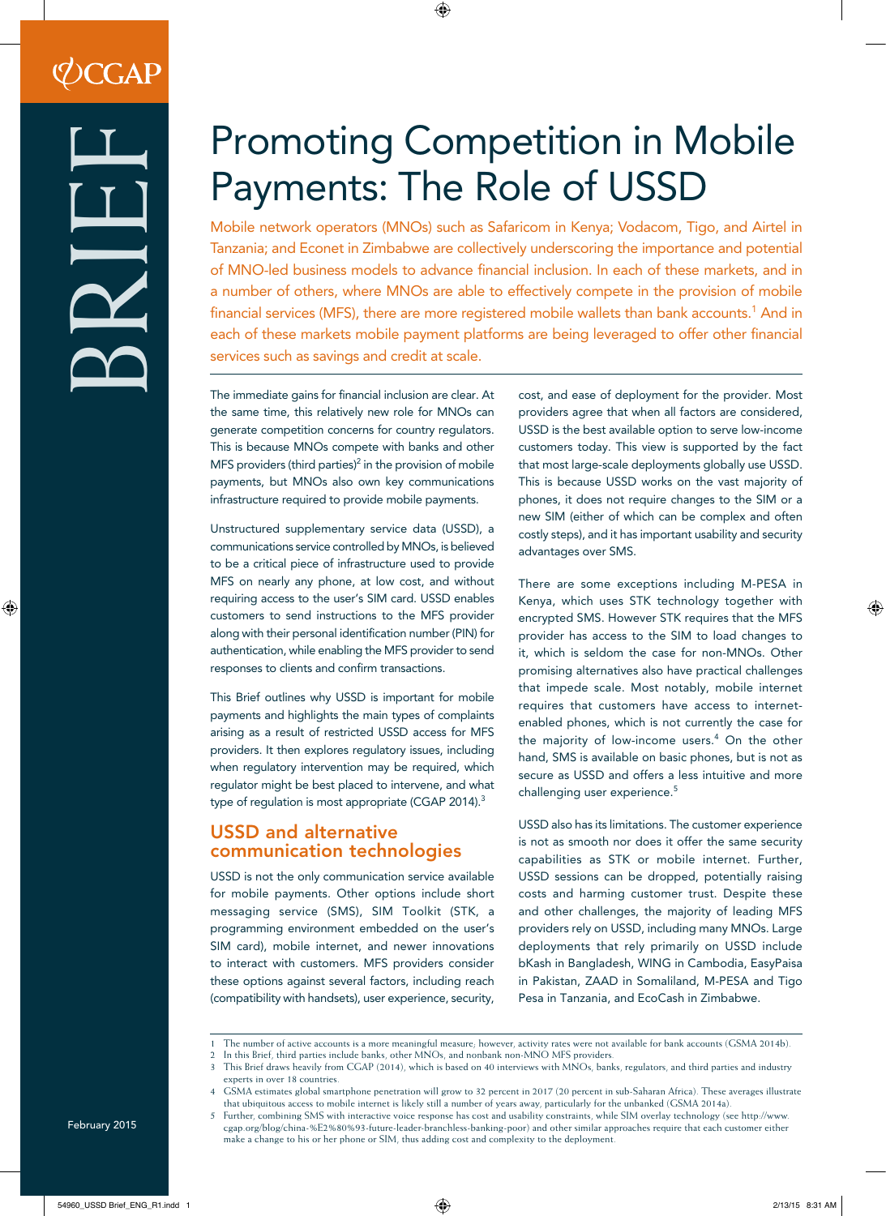CGAP

BRIEF

# Promoting Competition in Mobile Payments: The Role of USSD

Mobile network operators (MNOs) such as Safaricom in Kenya; Vodacom, Tigo, and Airtel in Tanzania; and Econet in Zimbabwe are collectively underscoring the importance and potential of MNO-led business models to advance financial inclusion. In each of these markets, and in a number of others, where MNOs are able to effectively compete in the provision of mobile financial services (MFS), there are more registered mobile wallets than bank accounts.[1] And in each of these markets mobile payment platforms are being leveraged to offer other financial services such as savings and credit at scale.

The immediate gains for financial inclusion are clear. At the same time, this relatively new role for MNOs can generate competition concerns for country regulators. This is because MNOs compete with banks and other MFS providers (third parties)[2] in the provision of mobile payments, but MNOs also own key communications infrastructure required to provide mobile payments.

Unstructured supplementary service data (USSD), a communications service controlled by MNOs, is believed to be a critical piece of infrastructure used to provide MFS on nearly any phone, at low cost, and without requiring access to the user's SIM card. USSD enables customers to send instructions to the MFS provider along with their personal identification number (PIN) for authentication, while enabling the MFS provider to send responses to clients and confirm transactions.

This Brief outlines why USSD is important for mobile payments and highlights the main types of complaints arising as a result of restricted USSD access for MFS providers. It then explores regulatory issues, including when regulatory intervention may be required, which regulator might be best placed to intervene, and what type of regulation is most appropriate (CGAP 2014).[3]

## USSD and alternative communication technologies

USSD is not the only communication service available for mobile payments. Other options include short messaging service (SMS), SIM Toolkit (STK, a programming environment embedded on the user's SIM card), mobile internet, and newer innovations to interact with customers. MFS providers consider these options against several factors, including reach (compatibility with handsets), user experience, security, cost, and ease of deployment for the provider. Most providers agree that when all factors are considered, USSD is the best available option to serve low-income customers today. This view is supported by the fact that most large-scale deployments globally use USSD. This is because USSD works on the vast majority of phones, it does not require changes to the SIM or a new SIM (either of which can be complex and often costly steps), and it has important usability and security advantages over SMS.

There are some exceptions including M-PESA in Kenya, which uses STK technology together with encrypted SMS. However STK requires that the MFS provider has access to the SIM to load changes to it, which is seldom the case for non-MNOs. Other promising alternatives also have practical challenges that impede scale. Most notably, mobile internet requires that customers have access to internet-enabled phones, which is not currently the case for the majority of low-income users.[4] On the other hand, SMS is available on basic phones, but is not as secure as USSD and offers a less intuitive and more challenging user experience.[5]

USSD also has its limitations. The customer experience is not as smooth nor does it offer the same security capabilities as STK or mobile internet. Further, USSD sessions can be dropped, potentially raising costs and harming customer trust. Despite these and other challenges, the majority of leading MFS providers rely on USSD, including many MNOs. Large deployments that rely primarily on USSD include bKash in Bangladesh, WING in Cambodia, EasyPaisa in Pakistan, ZAAD in Somaliland, M-PESA and Tigo Pesa in Tanzania, and EcoCash in Zimbabwe.

---

1 The number of active accounts is a more meaningful measure; however, activity rates were not available for bank accounts (GSMA 2014b).

2 In this Brief, third parties include banks, other MNOs, and nonbank non-MNO MFS providers.

3 This Brief draws heavily from CGAP (2014), which is based on 40 interviews with MNOs, banks, regulators, and third parties and industry experts in over 18 countries.

4 GSMA estimates global smartphone penetration will grow to 32 percent in 2017 (20 percent in sub-Saharan Africa). These averages illustrate that ubiquitous access to mobile internet is likely still a number of years away, particularly for the unbanked (GSMA 2014a).

5 Further, combining SMS with interactive voice response has cost and usability constraints, while SIM overlay technology (see http://www.cgap.org/blog/china-%E2%80%93-future-leader-branchless-banking-poor) and other similar approaches require that each customer either make a change to his or her phone or SIM, thus adding cost and complexity to the deployment.

February 2015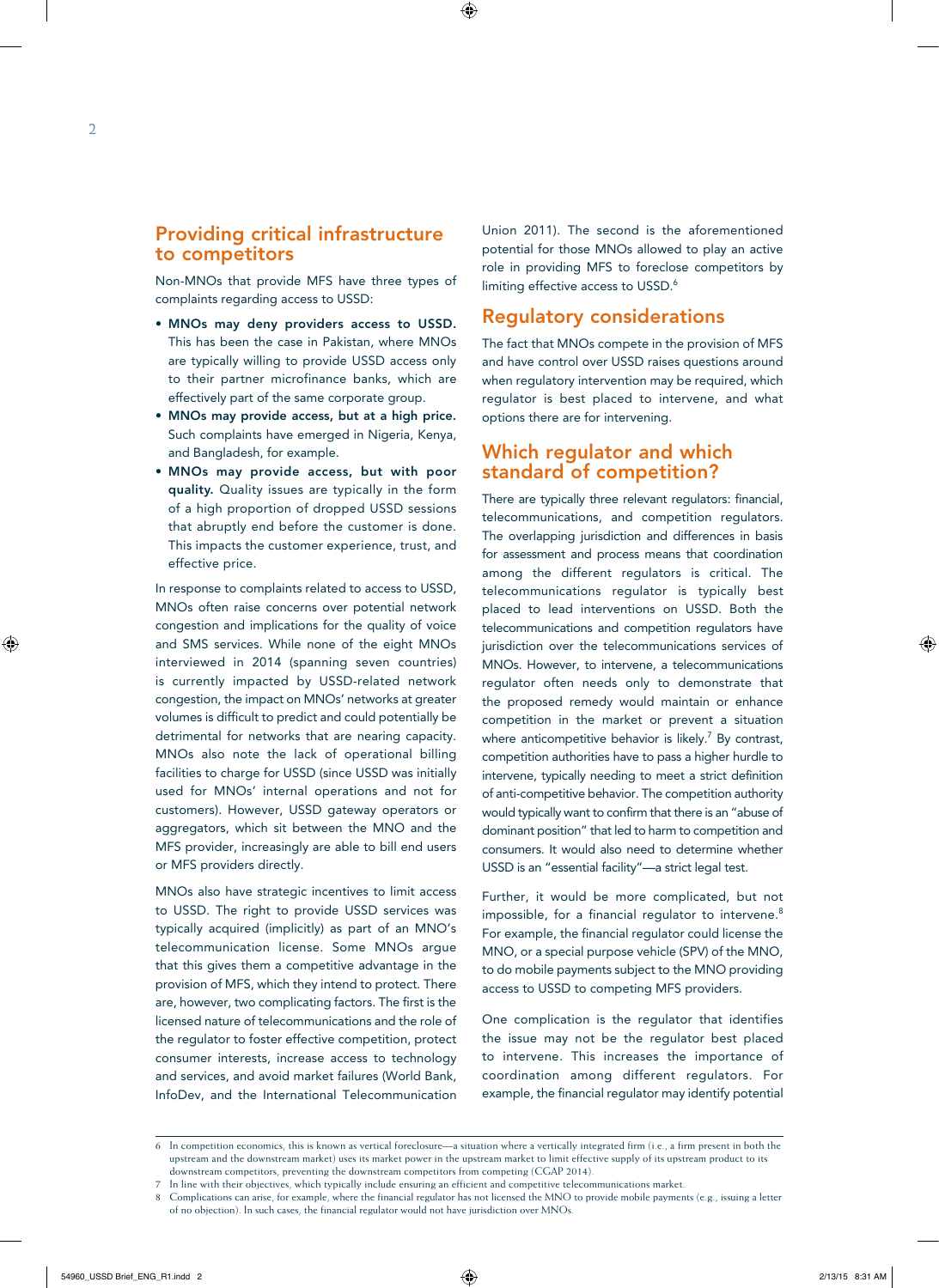## Providing critical infrastructure to competitors

Non-MNOs that provide MFS have three types of complaints regarding access to USSD:

- **MNOs may deny providers access to USSD.** This has been the case in Pakistan, where MNOs are typically willing to provide USSD access only to their partner microfinance banks, which are effectively part of the same corporate group.
- **MNOs may provide access, but at a high price.** Such complaints have emerged in Nigeria, Kenya, and Bangladesh, for example.
- **MNOs may provide access, but with poor quality.** Quality issues are typically in the form of a high proportion of dropped USSD sessions that abruptly end before the customer is done. This impacts the customer experience, trust, and effective price.

In response to complaints related to access to USSD, MNOs often raise concerns over potential network congestion and implications for the quality of voice and SMS services. While none of the eight MNOs interviewed in 2014 (spanning seven countries) is currently impacted by USSD-related network congestion, the impact on MNOs' networks at greater volumes is difficult to predict and could potentially be detrimental for networks that are nearing capacity. MNOs also note the lack of operational billing facilities to charge for USSD (since USSD was initially used for MNOs' internal operations and not for customers). However, USSD gateway operators or aggregators, which sit between the MNO and the MFS provider, increasingly are able to bill end users or MFS providers directly.

MNOs also have strategic incentives to limit access to USSD. The right to provide USSD services was typically acquired (implicitly) as part of an MNO's telecommunication license. Some MNOs argue that this gives them a competitive advantage in the provision of MFS, which they intend to protect. There are, however, two complicating factors. The first is the licensed nature of telecommunications and the role of the regulator to foster effective competition, protect consumer interests, increase access to technology and services, and avoid market failures (World Bank, InfoDev, and the International Telecommunication Union 2011). The second is the aforementioned potential for those MNOs allowed to play an active role in providing MFS to foreclose competitors by limiting effective access to USSD.[6]

## Regulatory considerations

The fact that MNOs compete in the provision of MFS and have control over USSD raises questions around when regulatory intervention may be required, which regulator is best placed to intervene, and what options there are for intervening.

## Which regulator and which standard of competition?

There are typically three relevant regulators: financial, telecommunications, and competition regulators. The overlapping jurisdiction and differences in basis for assessment and process means that coordination among the different regulators is critical. The telecommunications regulator is typically best placed to lead interventions on USSD. Both the telecommunications and competition regulators have jurisdiction over the telecommunications services of MNOs. However, to intervene, a telecommunications regulator often needs only to demonstrate that the proposed remedy would maintain or enhance competition in the market or prevent a situation where anticompetitive behavior is likely.[7] By contrast, competition authorities have to pass a higher hurdle to intervene, typically needing to meet a strict definition of anti-competitive behavior. The competition authority would typically want to confirm that there is an "abuse of dominant position" that led to harm to competition and consumers. It would also need to determine whether USSD is an "essential facility"—a strict legal test.

Further, it would be more complicated, but not impossible, for a financial regulator to intervene.[8] For example, the financial regulator could license the MNO, or a special purpose vehicle (SPV) of the MNO, to do mobile payments subject to the MNO providing access to USSD to competing MFS providers.

One complication is the regulator that identifies the issue may not be the regulator best placed to intervene. This increases the importance of coordination among different regulators. For example, the financial regulator may identify potential

---

6 In competition economics, this is known as vertical foreclosure—a situation where a vertically integrated firm (i.e., a firm present in both the upstream and the downstream market) uses its market power in the upstream market to limit effective supply of its upstream product to its downstream competitors, preventing the downstream competitors from competing (CGAP 2014).

7 In line with their objectives, which typically include ensuring an efficient and competitive telecommunications market.

8 Complications can arise, for example, where the financial regulator has not licensed the MNO to provide mobile payments (e.g., issuing a letter of no objection). In such cases, the financial regulator would not have jurisdiction over MNOs.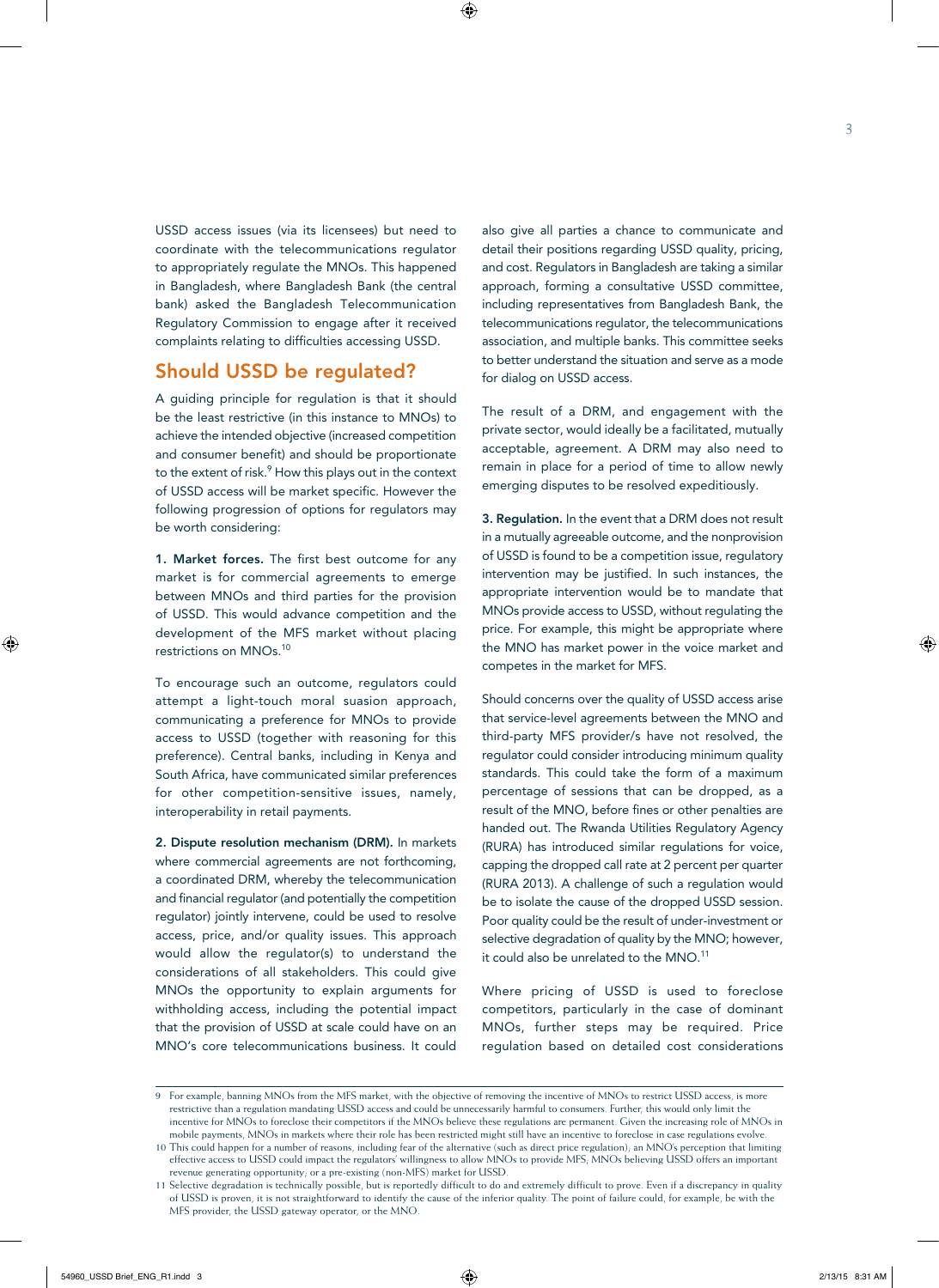USSD access issues (via its licensees) but need to coordinate with the telecommunications regulator to appropriately regulate the MNOs. This happened in Bangladesh, where Bangladesh Bank (the central bank) asked the Bangladesh Telecommunication Regulatory Commission to engage after it received complaints relating to difficulties accessing USSD.

## Should USSD be regulated?

A guiding principle for regulation is that it should be the least restrictive (in this instance to MNOs) to achieve the intended objective (increased competition and consumer benefit) and should be proportionate to the extent of risk.[9] How this plays out in the context of USSD access will be market specific. However the following progression of options for regulators may be worth considering:

**1. Market forces.** The first best outcome for any market is for commercial agreements to emerge between MNOs and third parties for the provision of USSD. This would advance competition and the development of the MFS market without placing restrictions on MNOs.[10]

To encourage such an outcome, regulators could attempt a light-touch moral suasion approach, communicating a preference for MNOs to provide access to USSD (together with reasoning for this preference). Central banks, including in Kenya and South Africa, have communicated similar preferences for other competition-sensitive issues, namely, interoperability in retail payments.

**2. Dispute resolution mechanism (DRM).** In markets where commercial agreements are not forthcoming, a coordinated DRM, whereby the telecommunication and financial regulator (and potentially the competition regulator) jointly intervene, could be used to resolve access, price, and/or quality issues. This approach would allow the regulator(s) to understand the considerations of all stakeholders. This could give MNOs the opportunity to explain arguments for withholding access, including the potential impact that the provision of USSD at scale could have on an MNO's core telecommunications business. It could also give all parties a chance to communicate and detail their positions regarding USSD quality, pricing, and cost. Regulators in Bangladesh are taking a similar approach, forming a consultative USSD committee, including representatives from Bangladesh Bank, the telecommunications regulator, the telecommunications association, and multiple banks. This committee seeks to better understand the situation and serve as a mode for dialog on USSD access.

The result of a DRM, and engagement with the private sector, would ideally be a facilitated, mutually acceptable, agreement. A DRM may also need to remain in place for a period of time to allow newly emerging disputes to be resolved expeditiously.

**3. Regulation.** In the event that a DRM does not result in a mutually agreeable outcome, and the nonprovision of USSD is found to be a competition issue, regulatory intervention may be justified. In such instances, the appropriate intervention would be to mandate that MNOs provide access to USSD, without regulating the price. For example, this might be appropriate where the MNO has market power in the voice market and competes in the market for MFS.

Should concerns over the quality of USSD access arise that service-level agreements between the MNO and third-party MFS provider/s have not resolved, the regulator could consider introducing minimum quality standards. This could take the form of a maximum percentage of sessions that can be dropped, as a result of the MNO, before fines or other penalties are handed out. The Rwanda Utilities Regulatory Agency (RURA) has introduced similar regulations for voice, capping the dropped call rate at 2 percent per quarter (RURA 2013). A challenge of such a regulation would be to isolate the cause of the dropped USSD session. Poor quality could be the result of under-investment or selective degradation of quality by the MNO; however, it could also be unrelated to the MNO.[11]

Where pricing of USSD is used to foreclose competitors, particularly in the case of dominant MNOs, further steps may be required. Price regulation based on detailed cost considerations

---

9 For example, banning MNOs from the MFS market, with the objective of removing the incentive of MNOs to restrict USSD access, is more restrictive than a regulation mandating USSD access and could be unnecessarily harmful to consumers. Further, this would only limit the incentive for MNOs to foreclose their competitors if the MNOs believe these regulations are permanent. Given the increasing role of MNOs in mobile payments, MNOs in markets where their role has been restricted might still have an incentive to foreclose in case regulations evolve.

10 This could happen for a number of reasons, including fear of the alternative (such as direct price regulation); an MNO's perception that limiting effective access to USSD could impact the regulators' willingness to allow MNOs to provide MFS; MNOs believing USSD offers an important revenue generating opportunity; or a pre-existing (non-MFS) market for USSD.

11 Selective degradation is technically possible, but is reportedly difficult to do and extremely difficult to prove. Even if a discrepancy in quality of USSD is proven, it is not straightforward to identify the cause of the inferior quality. The point of failure could, for example, be with the MFS provider, the USSD gateway operator, or the MNO.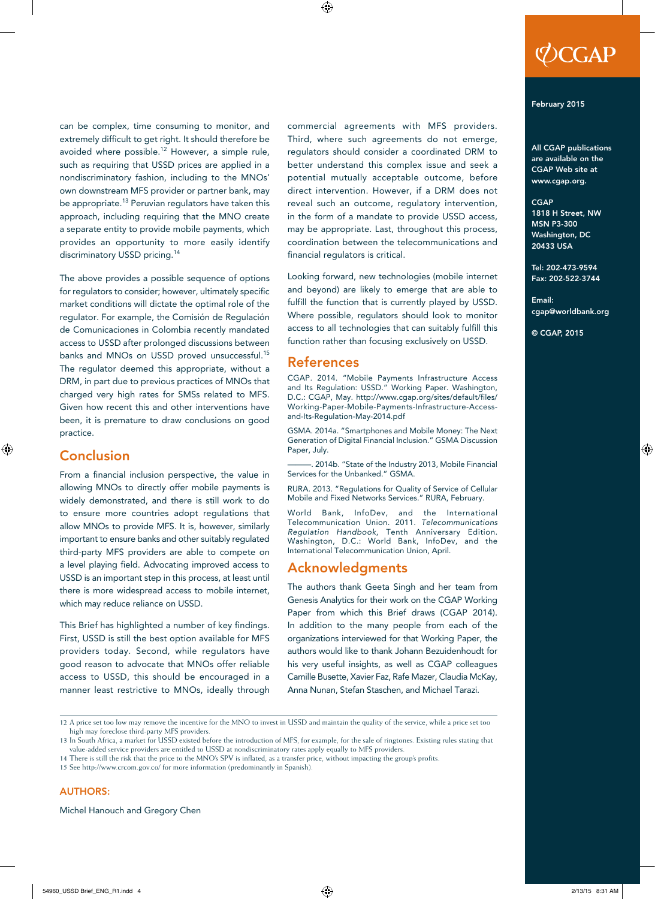can be complex, time consuming to monitor, and extremely difficult to get right. It should therefore be avoided where possible.[12] However, a simple rule, such as requiring that USSD prices are applied in a nondiscriminatory fashion, including to the MNOs' own downstream MFS provider or partner bank, may be appropriate.[13] Peruvian regulators have taken this approach, including requiring that the MNO create a separate entity to provide mobile payments, which provides an opportunity to more easily identify discriminatory USSD pricing.[14]

The above provides a possible sequence of options for regulators to consider; however, ultimately specific market conditions will dictate the optimal role of the regulator. For example, the Comisión de Regulación de Comunicaciones in Colombia recently mandated access to USSD after prolonged discussions between banks and MNOs on USSD proved unsuccessful.[15] The regulator deemed this appropriate, without a DRM, in part due to previous practices of MNOs that charged very high rates for SMSs related to MFS. Given how recent this and other interventions have been, it is premature to draw conclusions on good practice.

## Conclusion

From a financial inclusion perspective, the value in allowing MNOs to directly offer mobile payments is widely demonstrated, and there is still work to do to ensure more countries adopt regulations that allow MNOs to provide MFS. It is, however, similarly important to ensure banks and other suitably regulated third-party MFS providers are able to compete on a level playing field. Advocating improved access to USSD is an important step in this process, at least until there is more widespread access to mobile internet, which may reduce reliance on USSD.

This Brief has highlighted a number of key findings. First, USSD is still the best option available for MFS providers today. Second, while regulators have good reason to advocate that MNOs offer reliable access to USSD, this should be encouraged in a manner least restrictive to MNOs, ideally through commercial agreements with MFS providers. Third, where such agreements do not emerge, regulators should consider a coordinated DRM to better understand this complex issue and seek a potential mutually acceptable outcome, before direct intervention. However, if a DRM does not reveal such an outcome, regulatory intervention, in the form of a mandate to provide USSD access, may be appropriate. Last, throughout this process, coordination between the telecommunications and financial regulators is critical.

Looking forward, new technologies (mobile internet and beyond) are likely to emerge that are able to fulfill the function that is currently played by USSD. Where possible, regulators should look to monitor access to all technologies that can suitably fulfill this function rather than focusing exclusively on USSD.

## References

CGAP. 2014. "Mobile Payments Infrastructure Access and Its Regulation: USSD." Working Paper. Washington, D.C.: CGAP, May. http://www.cgap.org/sites/default/files/Working-Paper-Mobile-Payments-Infrastructure-Access-and-Its-Regulation-May-2014.pdf

GSMA. 2014a. "Smartphones and Mobile Money: The Next Generation of Digital Financial Inclusion." GSMA Discussion Paper, July.

———. 2014b. "State of the Industry 2013, Mobile Financial Services for the Unbanked." GSMA.

RURA. 2013. "Regulations for Quality of Service of Cellular Mobile and Fixed Networks Services." RURA, February.

World Bank, InfoDev, and the International Telecommunication Union. 2011. *Telecommunications Regulation Handbook*, Tenth Anniversary Edition. Washington, D.C.: World Bank, InfoDev, and the International Telecommunication Union, April.

## Acknowledgments

The authors thank Geeta Singh and her team from Genesis Analytics for their work on the CGAP Working Paper from which this Brief draws (CGAP 2014). In addition to the many people from each of the organizations interviewed for that Working Paper, the authors would like to thank Johann Bezuidenhoudt for his very useful insights, as well as CGAP colleagues Camille Busette, Xavier Faz, Rafe Mazer, Claudia McKay, Anna Nunan, Stefan Staschen, and Michael Tarazi.

12 A price set too low may remove the incentive for the MNO to invest in USSD and maintain the quality of the service, while a price set too high may foreclose third-party MFS providers.

13 In South Africa, a market for USSD existed before the introduction of MFS, for example, for the sale of ringtones. Existing rules stating that value-added service providers are entitled to USSD at nondiscriminatory rates apply equally to MFS providers.

14 There is still the risk that the price to the MNO's SPV is inflated, as a transfer price, without impacting the group's profits.

15 See http://www.crcom.gov.co/ for more information (predominantly in Spanish).

**AUTHORS:**

Michel Hanouch and Gregory Chen

CGAP

February 2015

All CGAP publications are available on the CGAP Web site at www.cgap.org.

CGAP
1818 H Street, NW
MSN P3-300
Washington, DC
20433 USA

Tel: 202-473-9594
Fax: 202-522-3744

Email:
cgap@worldbank.org

© CGAP, 2015